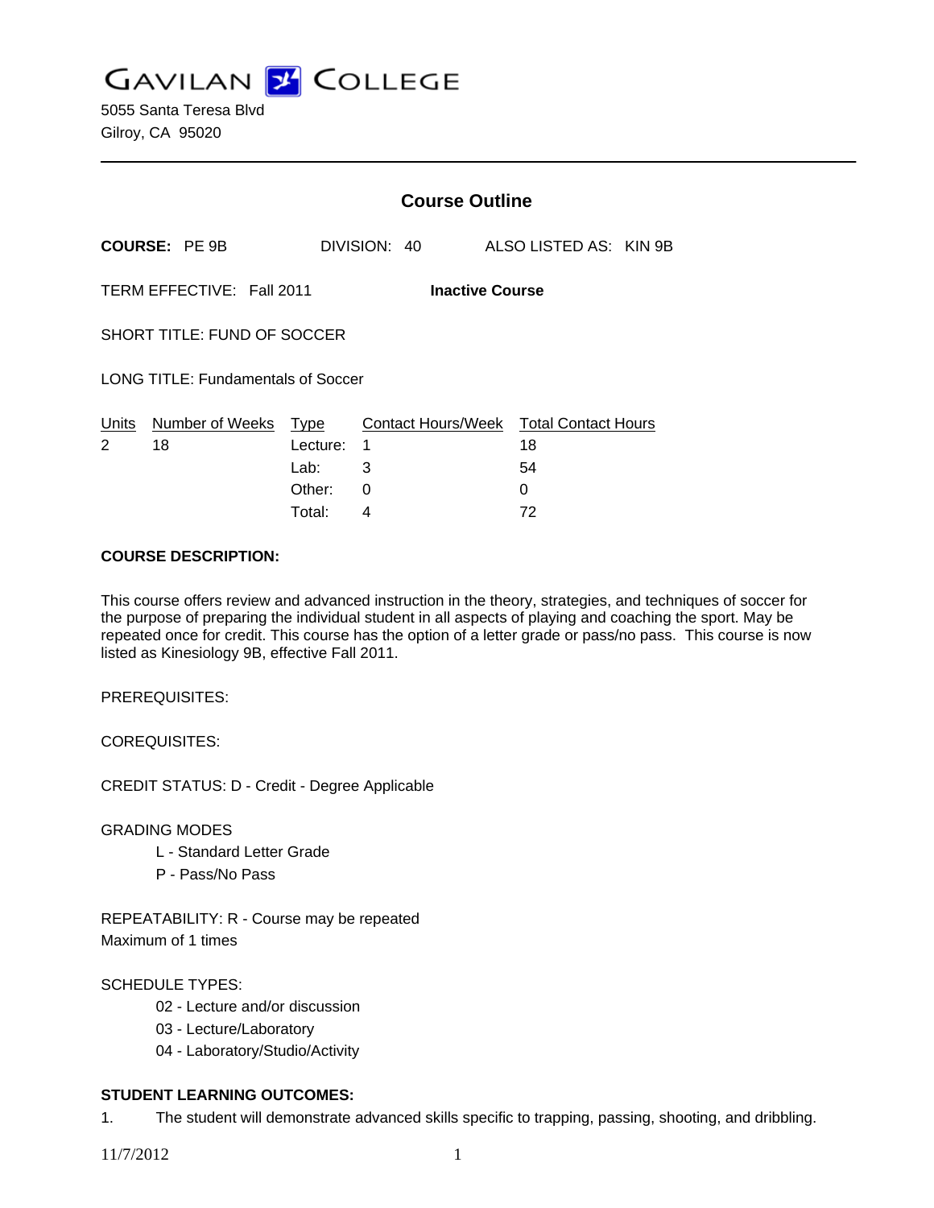# GAVILAN COLLEGE

5055 Santa Teresa Blvd
Gilroy, CA 95020

## Course Outline

**COURSE:** PE 9B DIVISION: 40 ALSO LISTED AS: KIN 9B

TERM EFFECTIVE: Fall 2011 **Inactive Course**

SHORT TITLE: FUND OF SOCCER

LONG TITLE: Fundamentals of Soccer

| Units | Number of Weeks | Type | Contact Hours/Week | Total Contact Hours |
|---|---|---|---|---|
| 2 | 18 | Lecture: | 1 | 18 |
| | | Lab: | 3 | 54 |
| | | Other: | 0 | 0 |
| | | Total: | 4 | 72 |

**COURSE DESCRIPTION:**

This course offers review and advanced instruction in the theory, strategies, and techniques of soccer for the purpose of preparing the individual student in all aspects of playing and coaching the sport. May be repeated once for credit. This course has the option of a letter grade or pass/no pass. This course is now listed as Kinesiology 9B, effective Fall 2011.

PREREQUISITES:

COREQUISITES:

CREDIT STATUS: D - Credit - Degree Applicable

GRADING MODES

- L - Standard Letter Grade
- P - Pass/No Pass

REPEATABILITY: R - Course may be repeated
Maximum of 1 times

SCHEDULE TYPES:

- 02 - Lecture and/or discussion
- 03 - Lecture/Laboratory
- 04 - Laboratory/Studio/Activity

**STUDENT LEARNING OUTCOMES:**

1. The student will demonstrate advanced skills specific to trapping, passing, shooting, and dribbling.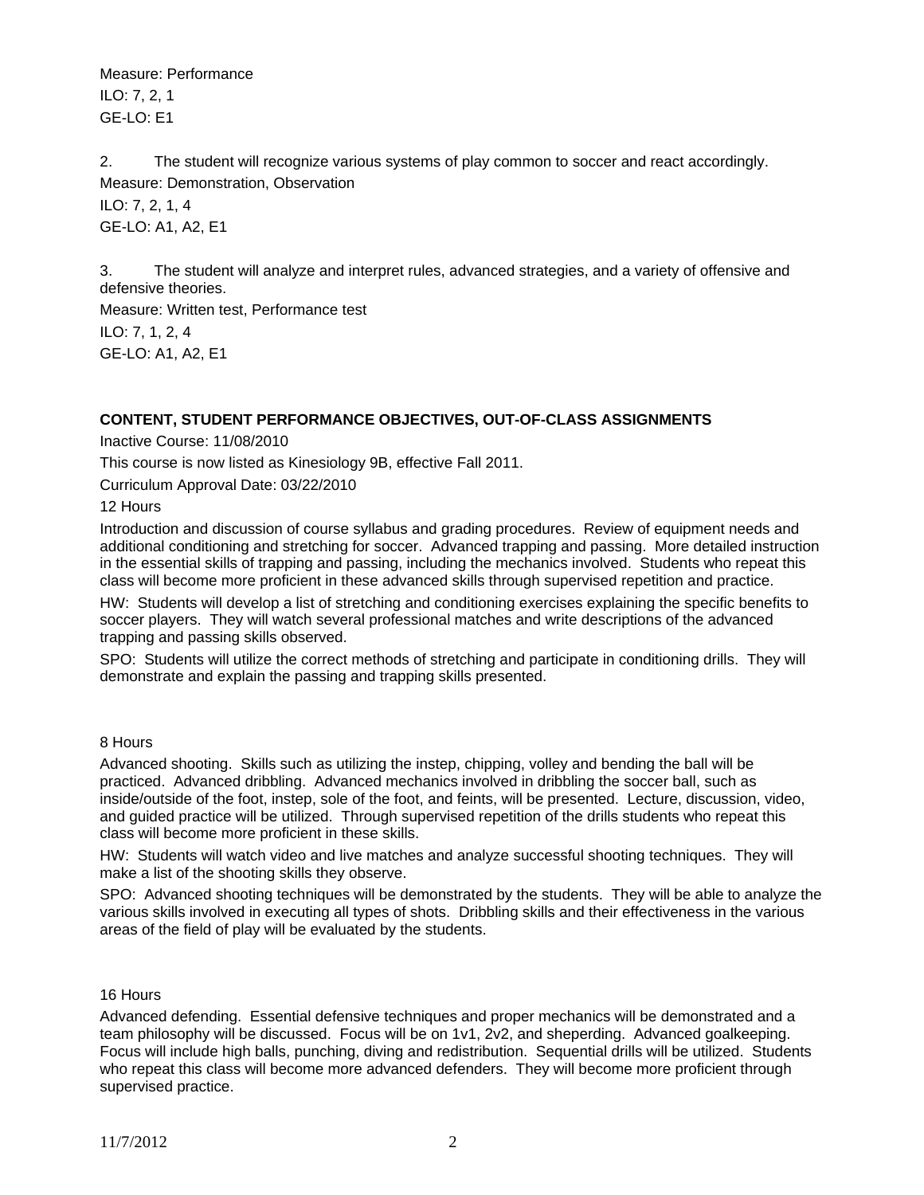Measure: Performance

ILO: 7, 2, 1

GE-LO: E1

2. The student will recognize various systems of play common to soccer and react accordingly.

Measure: Demonstration, Observation

ILO: 7, 2, 1, 4

GE-LO: A1, A2, E1

3. The student will analyze and interpret rules, advanced strategies, and a variety of offensive and defensive theories.

Measure: Written test, Performance test

ILO: 7, 1, 2, 4

GE-LO: A1, A2, E1

**CONTENT, STUDENT PERFORMANCE OBJECTIVES, OUT-OF-CLASS ASSIGNMENTS**

Inactive Course: 11/08/2010

This course is now listed as Kinesiology 9B, effective Fall 2011.

Curriculum Approval Date: 03/22/2010

12 Hours

Introduction and discussion of course syllabus and grading procedures. Review of equipment needs and additional conditioning and stretching for soccer. Advanced trapping and passing. More detailed instruction in the essential skills of trapping and passing, including the mechanics involved. Students who repeat this class will become more proficient in these advanced skills through supervised repetition and practice.

HW: Students will develop a list of stretching and conditioning exercises explaining the specific benefits to soccer players. They will watch several professional matches and write descriptions of the advanced trapping and passing skills observed.

SPO: Students will utilize the correct methods of stretching and participate in conditioning drills. They will demonstrate and explain the passing and trapping skills presented.

8 Hours

Advanced shooting. Skills such as utilizing the instep, chipping, volley and bending the ball will be practiced. Advanced dribbling. Advanced mechanics involved in dribbling the soccer ball, such as inside/outside of the foot, instep, sole of the foot, and feints, will be presented. Lecture, discussion, video, and guided practice will be utilized. Through supervised repetition of the drills students who repeat this class will become more proficient in these skills.

HW: Students will watch video and live matches and analyze successful shooting techniques. They will make a list of the shooting skills they observe.

SPO: Advanced shooting techniques will be demonstrated by the students. They will be able to analyze the various skills involved in executing all types of shots. Dribbling skills and their effectiveness in the various areas of the field of play will be evaluated by the students.

16 Hours

Advanced defending. Essential defensive techniques and proper mechanics will be demonstrated and a team philosophy will be discussed. Focus will be on 1v1, 2v2, and sheperding. Advanced goalkeeping. Focus will include high balls, punching, diving and redistribution. Sequential drills will be utilized. Students who repeat this class will become more advanced defenders. They will become more proficient through supervised practice.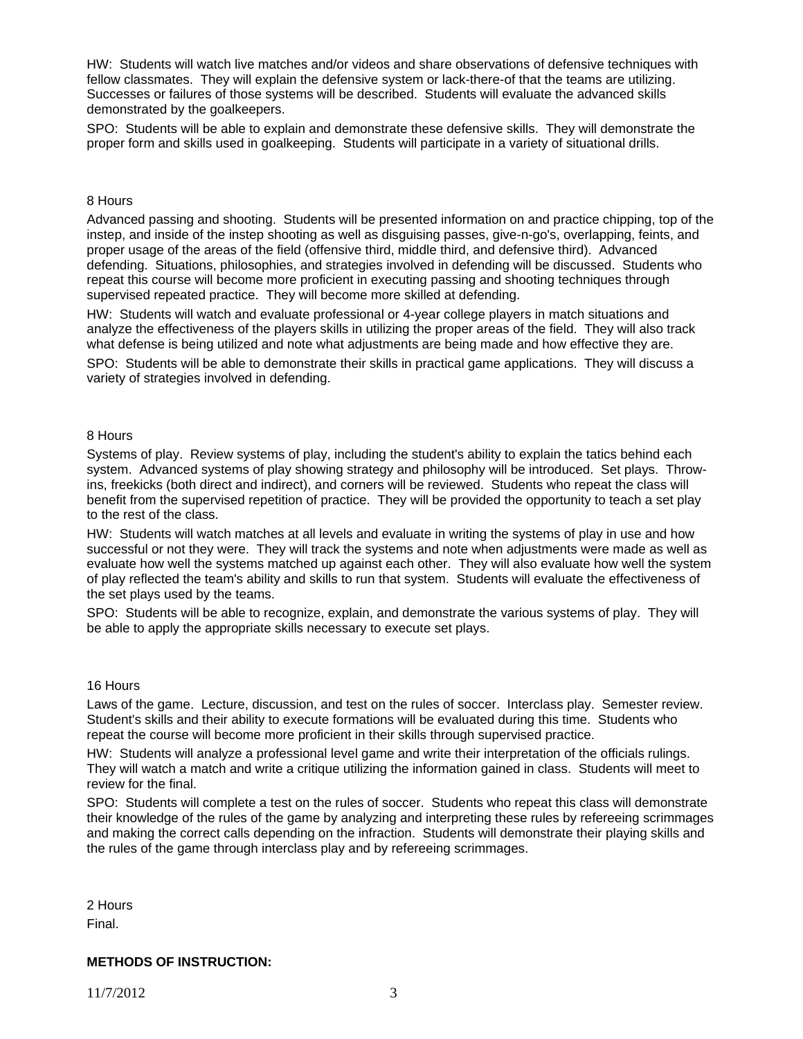HW: Students will watch live matches and/or videos and share observations of defensive techniques with fellow classmates. They will explain the defensive system or lack-there-of that the teams are utilizing. Successes or failures of those systems will be described. Students will evaluate the advanced skills demonstrated by the goalkeepers.

SPO: Students will be able to explain and demonstrate these defensive skills. They will demonstrate the proper form and skills used in goalkeeping. Students will participate in a variety of situational drills.

8 Hours

Advanced passing and shooting. Students will be presented information on and practice chipping, top of the instep, and inside of the instep shooting as well as disguising passes, give-n-go's, overlapping, feints, and proper usage of the areas of the field (offensive third, middle third, and defensive third). Advanced defending. Situations, philosophies, and strategies involved in defending will be discussed. Students who repeat this course will become more proficient in executing passing and shooting techniques through supervised repeated practice. They will become more skilled at defending.

HW: Students will watch and evaluate professional or 4-year college players in match situations and analyze the effectiveness of the players skills in utilizing the proper areas of the field. They will also track what defense is being utilized and note what adjustments are being made and how effective they are.

SPO: Students will be able to demonstrate their skills in practical game applications. They will discuss a variety of strategies involved in defending.

8 Hours

Systems of play. Review systems of play, including the student's ability to explain the tatics behind each system. Advanced systems of play showing strategy and philosophy will be introduced. Set plays. Throw-ins, freekicks (both direct and indirect), and corners will be reviewed. Students who repeat the class will benefit from the supervised repetition of practice. They will be provided the opportunity to teach a set play to the rest of the class.

HW: Students will watch matches at all levels and evaluate in writing the systems of play in use and how successful or not they were. They will track the systems and note when adjustments were made as well as evaluate how well the systems matched up against each other. They will also evaluate how well the system of play reflected the team's ability and skills to run that system. Students will evaluate the effectiveness of the set plays used by the teams.

SPO: Students will be able to recognize, explain, and demonstrate the various systems of play. They will be able to apply the appropriate skills necessary to execute set plays.

16 Hours

Laws of the game. Lecture, discussion, and test on the rules of soccer. Interclass play. Semester review. Student's skills and their ability to execute formations will be evaluated during this time. Students who repeat the course will become more proficient in their skills through supervised practice.

HW: Students will analyze a professional level game and write their interpretation of the officials rulings. They will watch a match and write a critique utilizing the information gained in class. Students will meet to review for the final.

SPO: Students will complete a test on the rules of soccer. Students who repeat this class will demonstrate their knowledge of the rules of the game by analyzing and interpreting these rules by refereeing scrimmages and making the correct calls depending on the infraction. Students will demonstrate their playing skills and the rules of the game through interclass play and by refereeing scrimmages.

2 Hours

Final.

**METHODS OF INSTRUCTION:**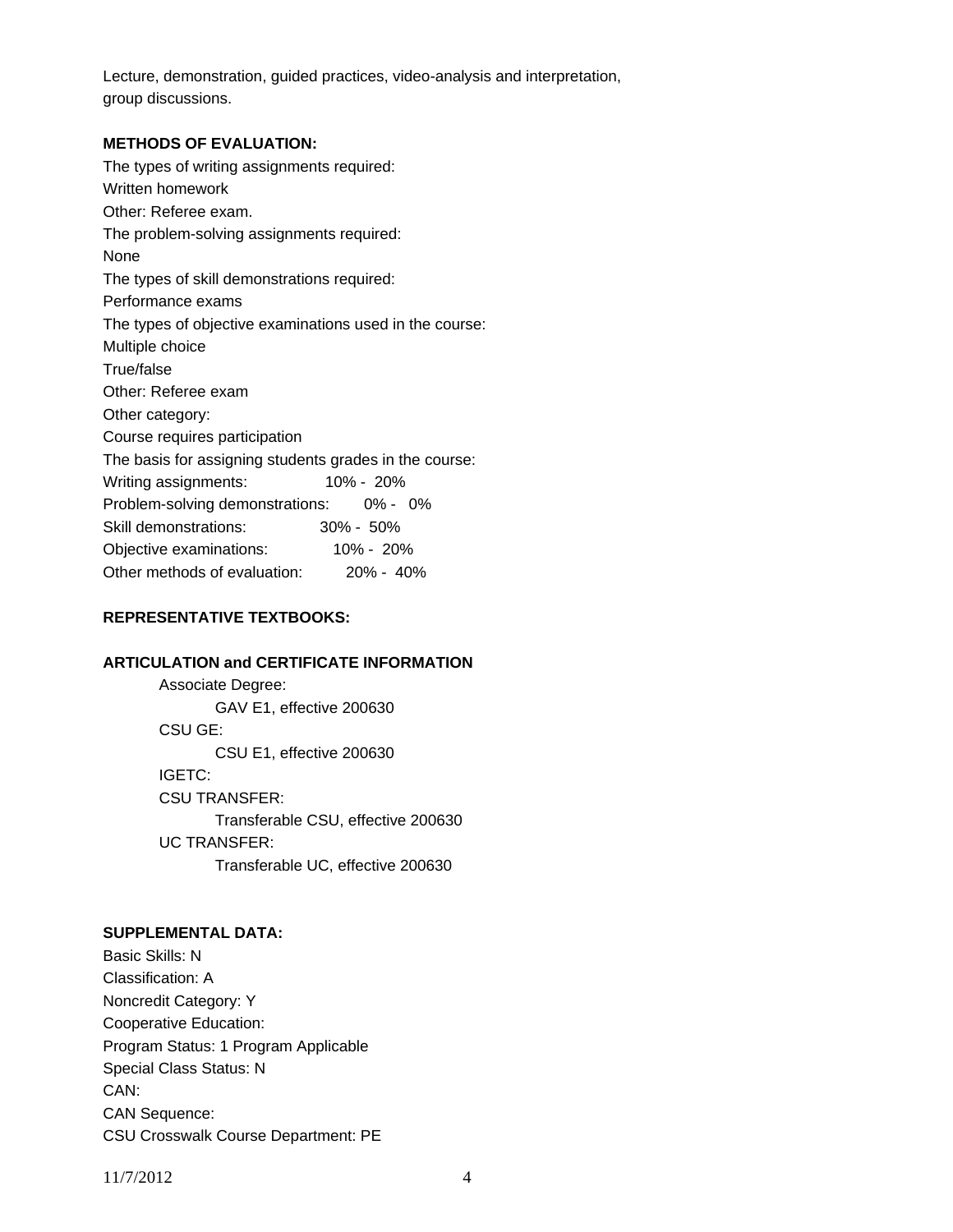Lecture, demonstration, guided practices, video-analysis and interpretation, group discussions.

**METHODS OF EVALUATION:**

The types of writing assignments required:
Written homework
Other: Referee exam.
The problem-solving assignments required:
None
The types of skill demonstrations required:
Performance exams
The types of objective examinations used in the course:
Multiple choice
True/false
Other: Referee exam
Other category:
Course requires participation
The basis for assigning students grades in the course:

| | |
|---|---|
| Writing assignments: | 10% - 20% |
| Problem-solving demonstrations: | 0% - 0% |
| Skill demonstrations: | 30% - 50% |
| Objective examinations: | 10% - 20% |
| Other methods of evaluation: | 20% - 40% |

**REPRESENTATIVE TEXTBOOKS:**

**ARTICULATION and CERTIFICATE INFORMATION**

Associate Degree:
GAV E1, effective 200630
CSU GE:
CSU E1, effective 200630
IGETC:
CSU TRANSFER:
Transferable CSU, effective 200630
UC TRANSFER:
Transferable UC, effective 200630

**SUPPLEMENTAL DATA:**

Basic Skills: N
Classification: A
Noncredit Category: Y
Cooperative Education:
Program Status: 1 Program Applicable
Special Class Status: N
CAN:
CAN Sequence:
CSU Crosswalk Course Department: PE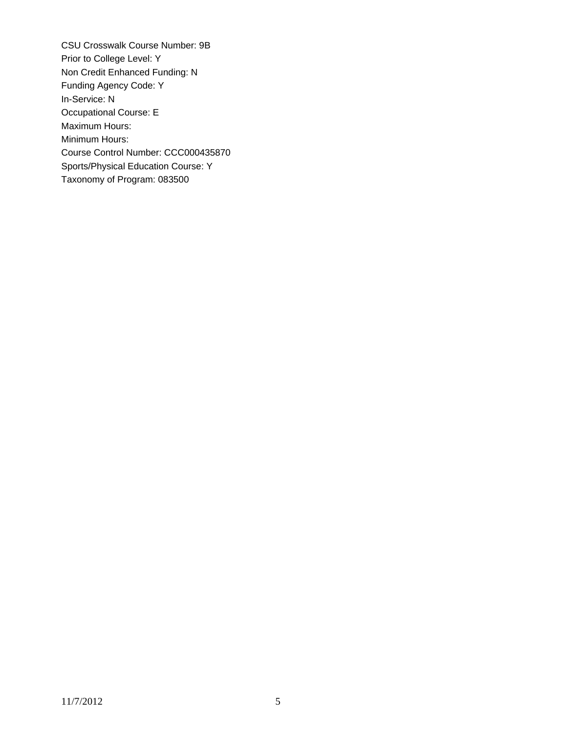CSU Crosswalk Course Number: 9B
Prior to College Level: Y
Non Credit Enhanced Funding: N
Funding Agency Code: Y
In-Service: N
Occupational Course: E
Maximum Hours:
Minimum Hours:
Course Control Number: CCC000435870
Sports/Physical Education Course: Y
Taxonomy of Program: 083500